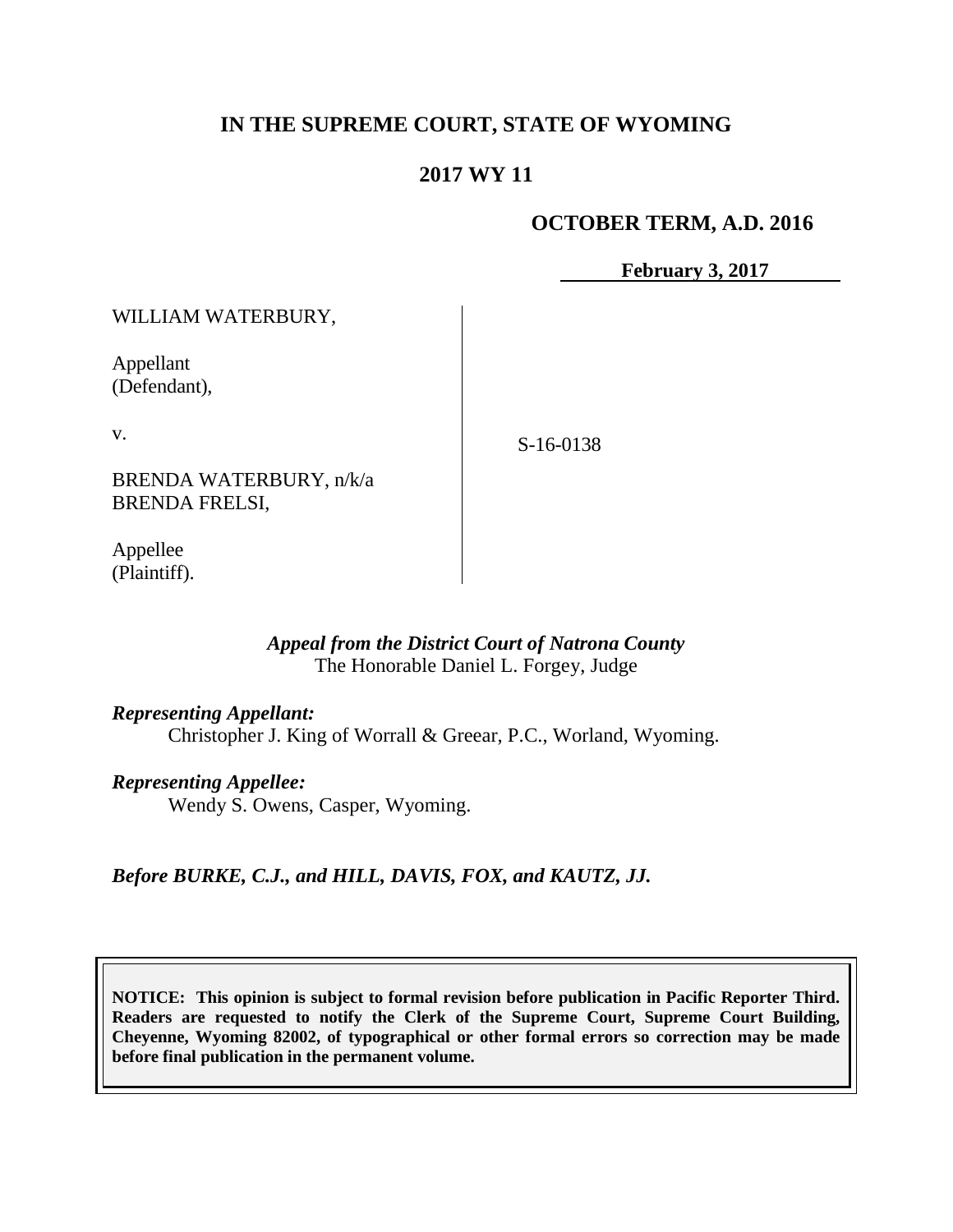**IN THE SUPREME COURT, STATE OF WYOMING**

**2017 WY 11**

**OCTOBER TERM, A.D. 2016**

**February 3, 2017**

WILLIAM WATERBURY,

Appellant
(Defendant),

v.

BRENDA WATERBURY, n/k/a
BRENDA FRELSI,

Appellee
(Plaintiff).

S-16-0138

***Appeal from the District Court of Natrona County***
The Honorable Daniel L. Forgey, Judge

***Representing Appellant:***
Christopher J. King of Worrall & Greear, P.C., Worland, Wyoming.

***Representing Appellee:***
Wendy S. Owens, Casper, Wyoming.

***Before BURKE, C.J., and HILL, DAVIS, FOX, and KAUTZ, JJ.***

**NOTICE: This opinion is subject to formal revision before publication in Pacific Reporter Third. Readers are requested to notify the Clerk of the Supreme Court, Supreme Court Building, Cheyenne, Wyoming 82002, of typographical or other formal errors so correction may be made before final publication in the permanent volume.**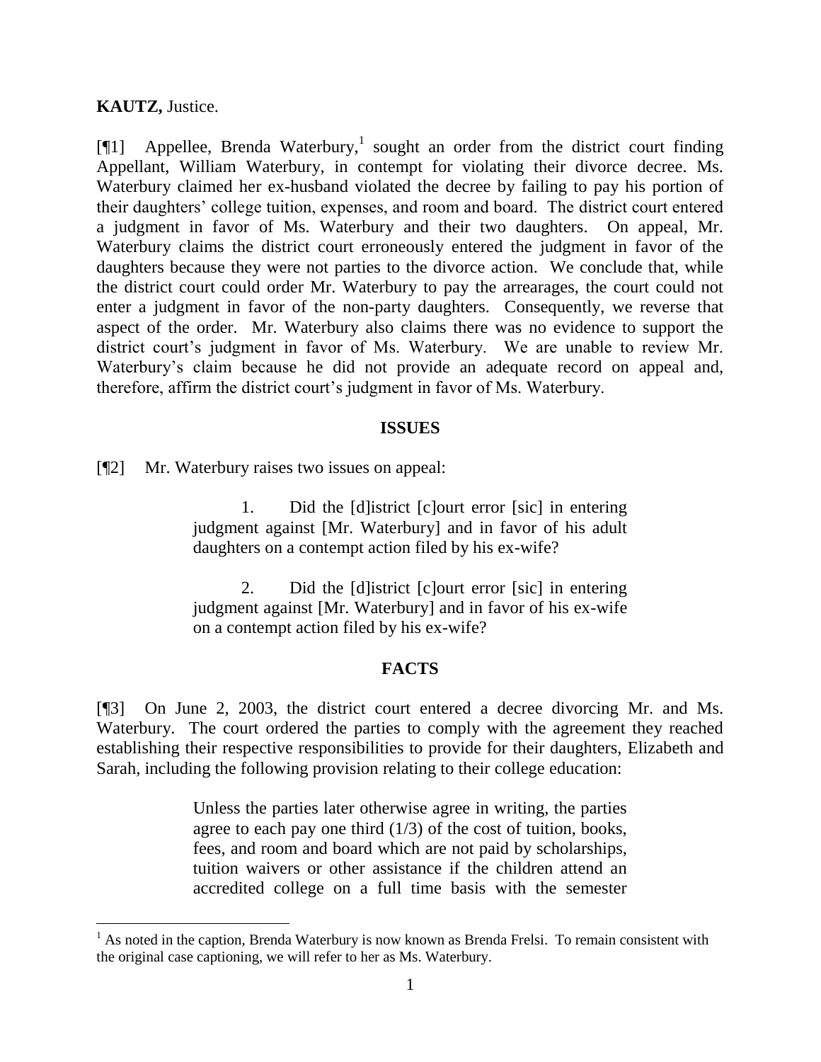**KAUTZ,** Justice.

[¶1] Appellee, Brenda Waterbury,[1] sought an order from the district court finding Appellant, William Waterbury, in contempt for violating their divorce decree. Ms. Waterbury claimed her ex-husband violated the decree by failing to pay his portion of their daughters' college tuition, expenses, and room and board. The district court entered a judgment in favor of Ms. Waterbury and their two daughters. On appeal, Mr. Waterbury claims the district court erroneously entered the judgment in favor of the daughters because they were not parties to the divorce action. We conclude that, while the district court could order Mr. Waterbury to pay the arrearages, the court could not enter a judgment in favor of the non-party daughters. Consequently, we reverse that aspect of the order. Mr. Waterbury also claims there was no evidence to support the district court's judgment in favor of Ms. Waterbury. We are unable to review Mr. Waterbury's claim because he did not provide an adequate record on appeal and, therefore, affirm the district court's judgment in favor of Ms. Waterbury.

## ISSUES

[¶2] Mr. Waterbury raises two issues on appeal:

> 1. Did the [d]istrict [c]ourt error [sic] in entering judgment against [Mr. Waterbury] and in favor of his adult daughters on a contempt action filed by his ex-wife?
>
> 2. Did the [d]istrict [c]ourt error [sic] in entering judgment against [Mr. Waterbury] and in favor of his ex-wife on a contempt action filed by his ex-wife?

## FACTS

[¶3] On June 2, 2003, the district court entered a decree divorcing Mr. and Ms. Waterbury. The court ordered the parties to comply with the agreement they reached establishing their respective responsibilities to provide for their daughters, Elizabeth and Sarah, including the following provision relating to their college education:

> Unless the parties later otherwise agree in writing, the parties agree to each pay one third (1/3) of the cost of tuition, books, fees, and room and board which are not paid by scholarships, tuition waivers or other assistance if the children attend an accredited college on a full time basis with the semester

[1] As noted in the caption, Brenda Waterbury is now known as Brenda Frelsi. To remain consistent with the original case captioning, we will refer to her as Ms. Waterbury.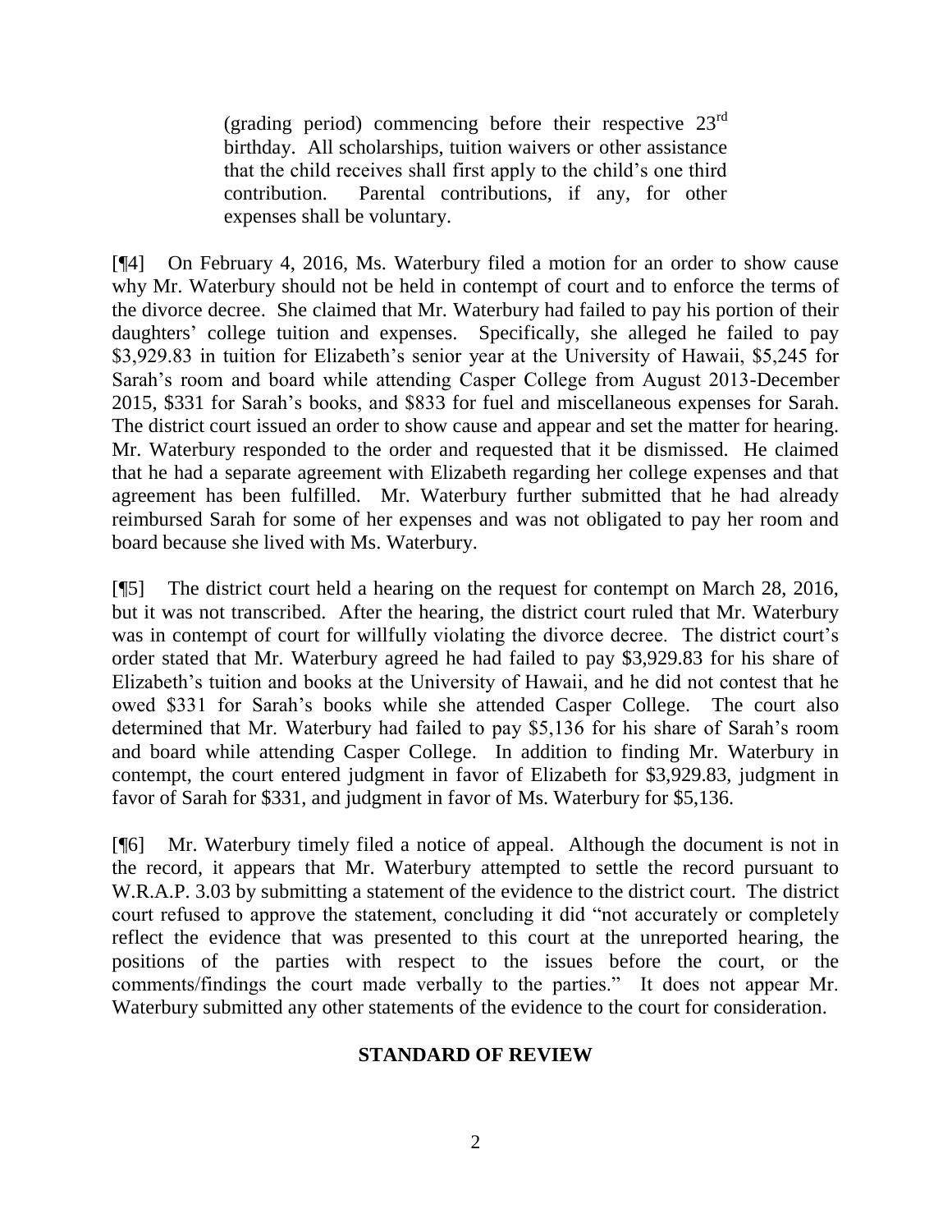> (grading period) commencing before their respective 23rd birthday. All scholarships, tuition waivers or other assistance that the child receives shall first apply to the child's one third contribution. Parental contributions, if any, for other expenses shall be voluntary.

[¶4] On February 4, 2016, Ms. Waterbury filed a motion for an order to show cause why Mr. Waterbury should not be held in contempt of court and to enforce the terms of the divorce decree. She claimed that Mr. Waterbury had failed to pay his portion of their daughters' college tuition and expenses. Specifically, she alleged he failed to pay $3,929.83 in tuition for Elizabeth's senior year at the University of Hawaii, $5,245 for Sarah's room and board while attending Casper College from August 2013-December 2015, $331 for Sarah's books, and $833 for fuel and miscellaneous expenses for Sarah. The district court issued an order to show cause and appear and set the matter for hearing. Mr. Waterbury responded to the order and requested that it be dismissed. He claimed that he had a separate agreement with Elizabeth regarding her college expenses and that agreement has been fulfilled. Mr. Waterbury further submitted that he had already reimbursed Sarah for some of her expenses and was not obligated to pay her room and board because she lived with Ms. Waterbury.

[¶5] The district court held a hearing on the request for contempt on March 28, 2016, but it was not transcribed. After the hearing, the district court ruled that Mr. Waterbury was in contempt of court for willfully violating the divorce decree. The district court's order stated that Mr. Waterbury agreed he had failed to pay $3,929.83 for his share of Elizabeth's tuition and books at the University of Hawaii, and he did not contest that he owed $331 for Sarah's books while she attended Casper College. The court also determined that Mr. Waterbury had failed to pay $5,136 for his share of Sarah's room and board while attending Casper College. In addition to finding Mr. Waterbury in contempt, the court entered judgment in favor of Elizabeth for $3,929.83, judgment in favor of Sarah for $331, and judgment in favor of Ms. Waterbury for $5,136.

[¶6] Mr. Waterbury timely filed a notice of appeal. Although the document is not in the record, it appears that Mr. Waterbury attempted to settle the record pursuant to W.R.A.P. 3.03 by submitting a statement of the evidence to the district court. The district court refused to approve the statement, concluding it did "not accurately or completely reflect the evidence that was presented to this court at the unreported hearing, the positions of the parties with respect to the issues before the court, or the comments/findings the court made verbally to the parties." It does not appear Mr. Waterbury submitted any other statements of the evidence to the court for consideration.

## STANDARD OF REVIEW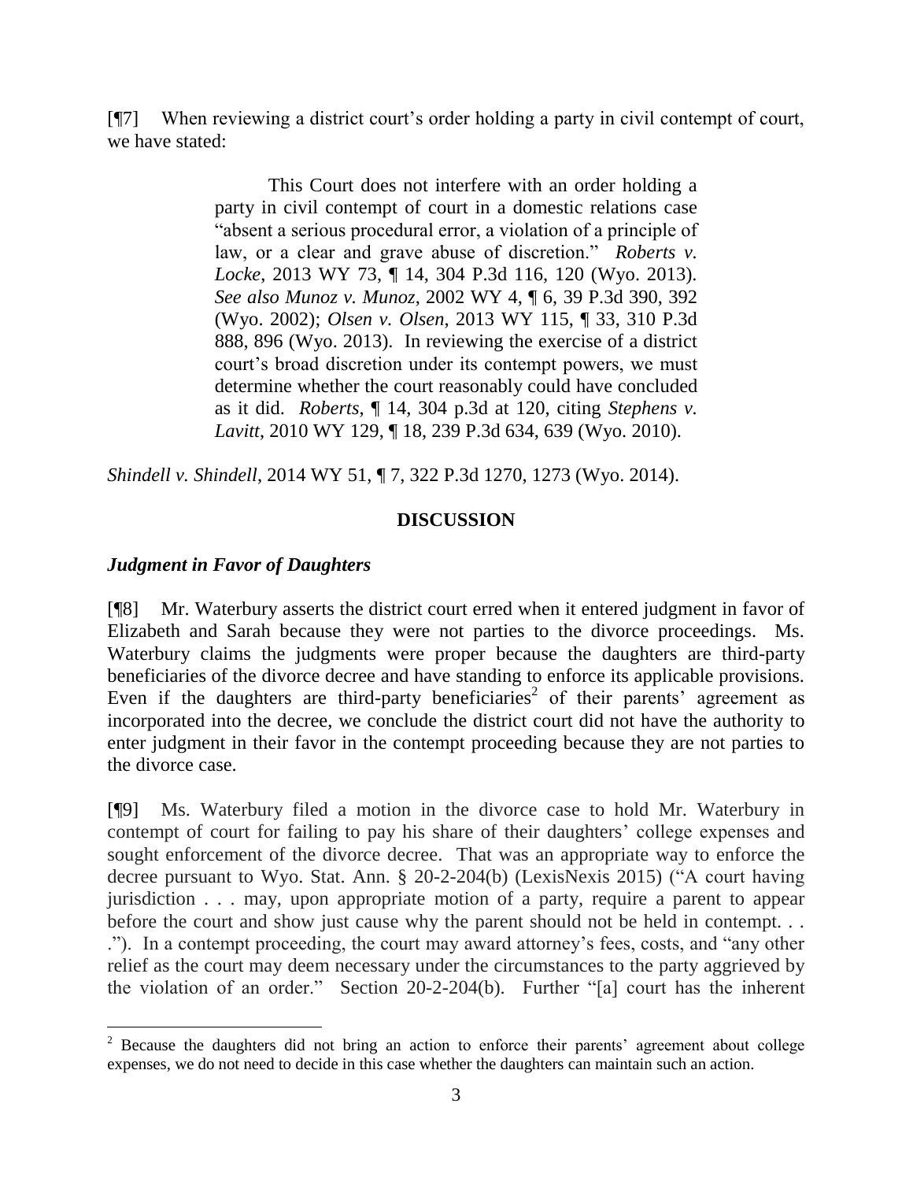[¶7] When reviewing a district court's order holding a party in civil contempt of court, we have stated:

> This Court does not interfere with an order holding a party in civil contempt of court in a domestic relations case "absent a serious procedural error, a violation of a principle of law, or a clear and grave abuse of discretion." *Roberts v. Locke*, 2013 WY 73, ¶ 14, 304 P.3d 116, 120 (Wyo. 2013). *See also Munoz v. Munoz*, 2002 WY 4, ¶ 6, 39 P.3d 390, 392 (Wyo. 2002); *Olsen v. Olsen*, 2013 WY 115, ¶ 33, 310 P.3d 888, 896 (Wyo. 2013). In reviewing the exercise of a district court's broad discretion under its contempt powers, we must determine whether the court reasonably could have concluded as it did. *Roberts*, ¶ 14, 304 p.3d at 120, citing *Stephens v. Lavitt*, 2010 WY 129, ¶ 18, 239 P.3d 634, 639 (Wyo. 2010).

*Shindell v. Shindell*, 2014 WY 51, ¶ 7, 322 P.3d 1270, 1273 (Wyo. 2014).

## DISCUSSION

### *Judgment in Favor of Daughters*

[¶8] Mr. Waterbury asserts the district court erred when it entered judgment in favor of Elizabeth and Sarah because they were not parties to the divorce proceedings. Ms. Waterbury claims the judgments were proper because the daughters are third-party beneficiaries of the divorce decree and have standing to enforce its applicable provisions. Even if the daughters are third-party beneficiaries[2] of their parents' agreement as incorporated into the decree, we conclude the district court did not have the authority to enter judgment in their favor in the contempt proceeding because they are not parties to the divorce case.

[¶9] Ms. Waterbury filed a motion in the divorce case to hold Mr. Waterbury in contempt of court for failing to pay his share of their daughters' college expenses and sought enforcement of the divorce decree. That was an appropriate way to enforce the decree pursuant to Wyo. Stat. Ann. § 20-2-204(b) (LexisNexis 2015) ("A court having jurisdiction . . . may, upon appropriate motion of a party, require a parent to appear before the court and show just cause why the parent should not be held in contempt. . . ."). In a contempt proceeding, the court may award attorney's fees, costs, and "any other relief as the court may deem necessary under the circumstances to the party aggrieved by the violation of an order." Section 20-2-204(b). Further "[a] court has the inherent

---

[2] Because the daughters did not bring an action to enforce their parents' agreement about college expenses, we do not need to decide in this case whether the daughters can maintain such an action.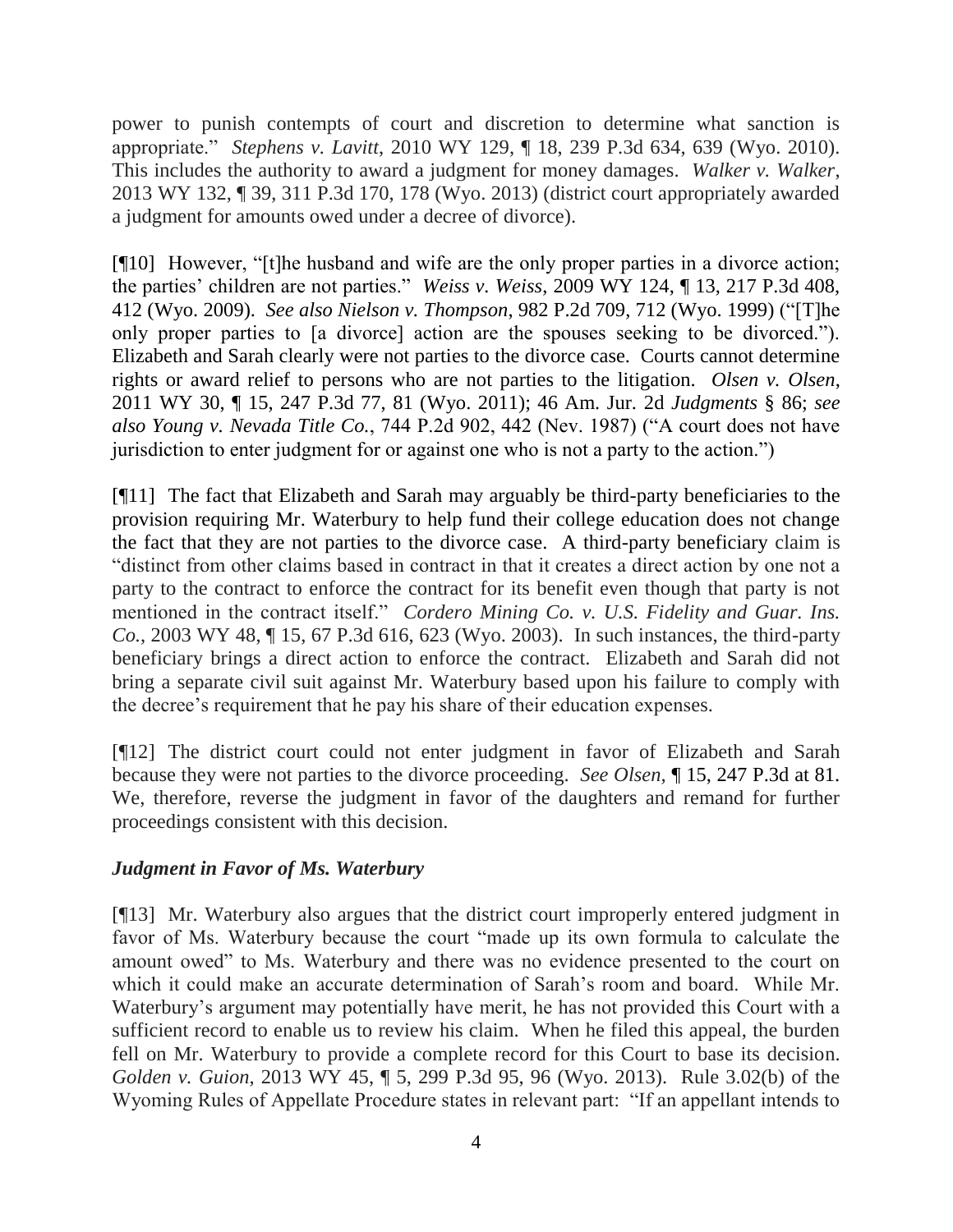power to punish contempts of court and discretion to determine what sanction is appropriate." *Stephens v. Lavitt*, 2010 WY 129, ¶ 18, 239 P.3d 634, 639 (Wyo. 2010). This includes the authority to award a judgment for money damages. *Walker v. Walker*, 2013 WY 132, ¶ 39, 311 P.3d 170, 178 (Wyo. 2013) (district court appropriately awarded a judgment for amounts owed under a decree of divorce).

[¶10] However, "[t]he husband and wife are the only proper parties in a divorce action; the parties' children are not parties." *Weiss v. Weiss*, 2009 WY 124, ¶ 13, 217 P.3d 408, 412 (Wyo. 2009). *See also Nielson v. Thompson*, 982 P.2d 709, 712 (Wyo. 1999) ("[T]he only proper parties to [a divorce] action are the spouses seeking to be divorced."). Elizabeth and Sarah clearly were not parties to the divorce case. Courts cannot determine rights or award relief to persons who are not parties to the litigation. *Olsen v. Olsen*, 2011 WY 30, ¶ 15, 247 P.3d 77, 81 (Wyo. 2011); 46 Am. Jur. 2d *Judgments* § 86; *see also Young v. Nevada Title Co.*, 744 P.2d 902, 442 (Nev. 1987) ("A court does not have jurisdiction to enter judgment for or against one who is not a party to the action.")

[¶11] The fact that Elizabeth and Sarah may arguably be third-party beneficiaries to the provision requiring Mr. Waterbury to help fund their college education does not change the fact that they are not parties to the divorce case. A third-party beneficiary claim is "distinct from other claims based in contract in that it creates a direct action by one not a party to the contract to enforce the contract for its benefit even though that party is not mentioned in the contract itself." *Cordero Mining Co. v. U.S. Fidelity and Guar. Ins. Co.*, 2003 WY 48, ¶ 15, 67 P.3d 616, 623 (Wyo. 2003). In such instances, the third-party beneficiary brings a direct action to enforce the contract. Elizabeth and Sarah did not bring a separate civil suit against Mr. Waterbury based upon his failure to comply with the decree's requirement that he pay his share of their education expenses.

[¶12] The district court could not enter judgment in favor of Elizabeth and Sarah because they were not parties to the divorce proceeding. *See Olsen,* ¶ 15, 247 P.3d at 81. We, therefore, reverse the judgment in favor of the daughters and remand for further proceedings consistent with this decision.

### *Judgment in Favor of Ms. Waterbury*

[¶13] Mr. Waterbury also argues that the district court improperly entered judgment in favor of Ms. Waterbury because the court "made up its own formula to calculate the amount owed" to Ms. Waterbury and there was no evidence presented to the court on which it could make an accurate determination of Sarah's room and board. While Mr. Waterbury's argument may potentially have merit, he has not provided this Court with a sufficient record to enable us to review his claim. When he filed this appeal, the burden fell on Mr. Waterbury to provide a complete record for this Court to base its decision. *Golden v. Guion*, 2013 WY 45, ¶ 5, 299 P.3d 95, 96 (Wyo. 2013). Rule 3.02(b) of the Wyoming Rules of Appellate Procedure states in relevant part: "If an appellant intends to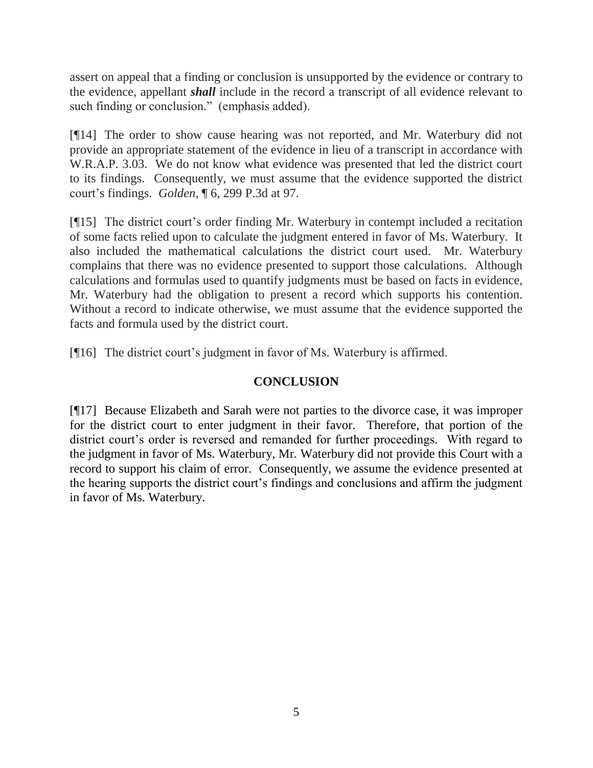assert on appeal that a finding or conclusion is unsupported by the evidence or contrary to the evidence, appellant ***shall*** include in the record a transcript of all evidence relevant to such finding or conclusion." (emphasis added).

[¶14] The order to show cause hearing was not reported, and Mr. Waterbury did not provide an appropriate statement of the evidence in lieu of a transcript in accordance with W.R.A.P. 3.03. We do not know what evidence was presented that led the district court to its findings. Consequently, we must assume that the evidence supported the district court's findings. *Golden*, ¶ 6, 299 P.3d at 97.

[¶15] The district court's order finding Mr. Waterbury in contempt included a recitation of some facts relied upon to calculate the judgment entered in favor of Ms. Waterbury. It also included the mathematical calculations the district court used. Mr. Waterbury complains that there was no evidence presented to support those calculations. Although calculations and formulas used to quantify judgments must be based on facts in evidence, Mr. Waterbury had the obligation to present a record which supports his contention. Without a record to indicate otherwise, we must assume that the evidence supported the facts and formula used by the district court.

[¶16] The district court's judgment in favor of Ms. Waterbury is affirmed.

## CONCLUSION

[¶17] Because Elizabeth and Sarah were not parties to the divorce case, it was improper for the district court to enter judgment in their favor. Therefore, that portion of the district court's order is reversed and remanded for further proceedings. With regard to the judgment in favor of Ms. Waterbury, Mr. Waterbury did not provide this Court with a record to support his claim of error. Consequently, we assume the evidence presented at the hearing supports the district court's findings and conclusions and affirm the judgment in favor of Ms. Waterbury.